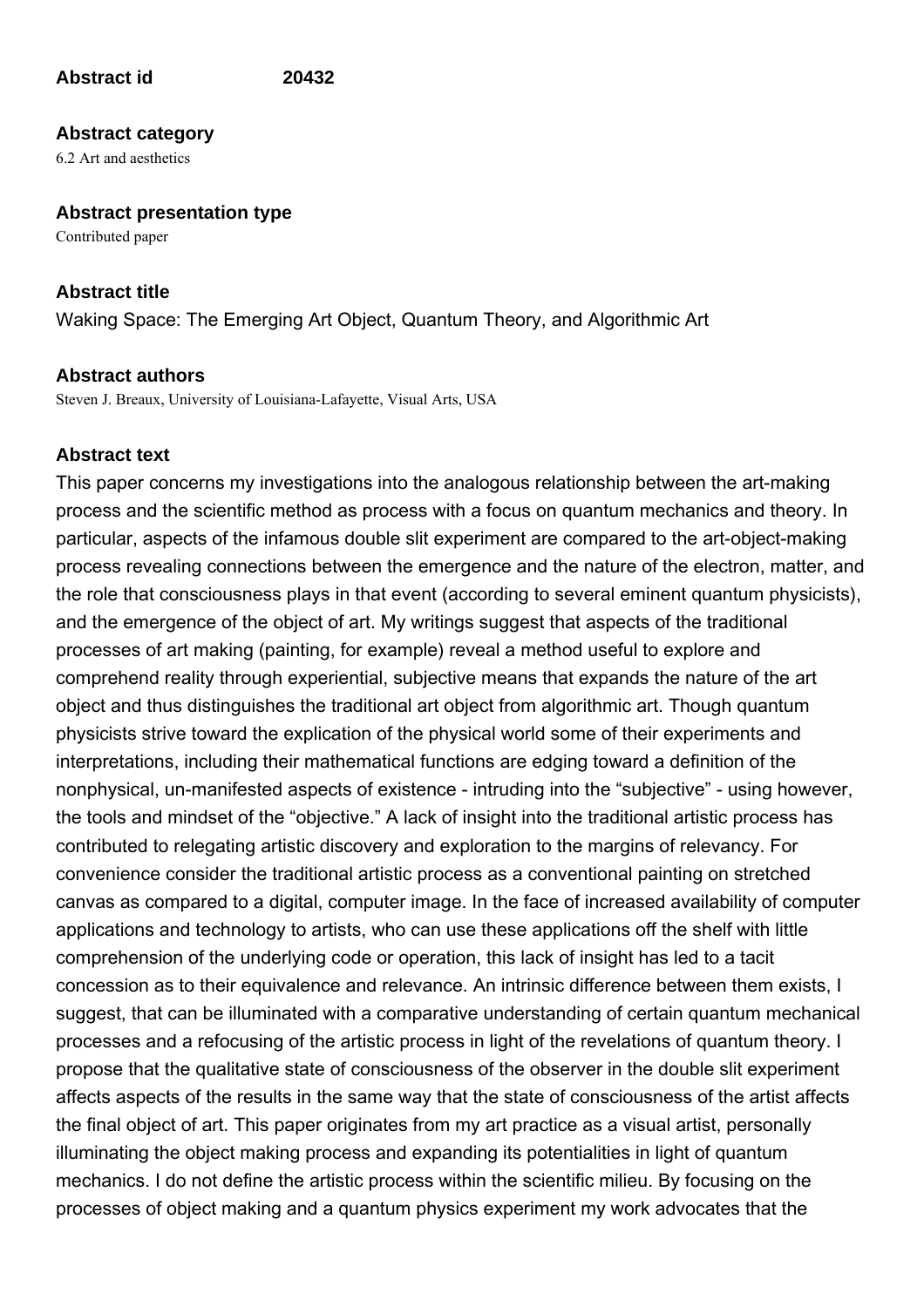**Abstract id** **20432**

**Abstract category**

6.2 Art and aesthetics

**Abstract presentation type**

Contributed paper

**Abstract title**

Waking Space: The Emerging Art Object, Quantum Theory, and Algorithmic Art

**Abstract authors**

Steven J. Breaux, University of Louisiana-Lafayette, Visual Arts, USA

**Abstract text**

This paper concerns my investigations into the analogous relationship between the art-making process and the scientific method as process with a focus on quantum mechanics and theory. In particular, aspects of the infamous double slit experiment are compared to the art-object-making process revealing connections between the emergence and the nature of the electron, matter, and the role that consciousness plays in that event (according to several eminent quantum physicists), and the emergence of the object of art. My writings suggest that aspects of the traditional processes of art making (painting, for example) reveal a method useful to explore and comprehend reality through experiential, subjective means that expands the nature of the art object and thus distinguishes the traditional art object from algorithmic art. Though quantum physicists strive toward the explication of the physical world some of their experiments and interpretations, including their mathematical functions are edging toward a definition of the nonphysical, un-manifested aspects of existence - intruding into the "subjective" - using however, the tools and mindset of the "objective." A lack of insight into the traditional artistic process has contributed to relegating artistic discovery and exploration to the margins of relevancy. For convenience consider the traditional artistic process as a conventional painting on stretched canvas as compared to a digital, computer image. In the face of increased availability of computer applications and technology to artists, who can use these applications off the shelf with little comprehension of the underlying code or operation, this lack of insight has led to a tacit concession as to their equivalence and relevance. An intrinsic difference between them exists, I suggest, that can be illuminated with a comparative understanding of certain quantum mechanical processes and a refocusing of the artistic process in light of the revelations of quantum theory. I propose that the qualitative state of consciousness of the observer in the double slit experiment affects aspects of the results in the same way that the state of consciousness of the artist affects the final object of art. This paper originates from my art practice as a visual artist, personally illuminating the object making process and expanding its potentialities in light of quantum mechanics. I do not define the artistic process within the scientific milieu. By focusing on the processes of object making and a quantum physics experiment my work advocates that the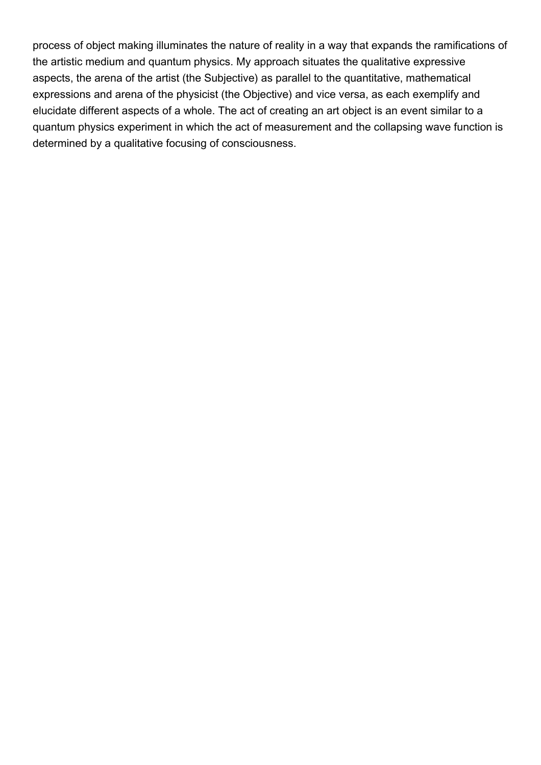process of object making illuminates the nature of reality in a way that expands the ramifications of the artistic medium and quantum physics. My approach situates the qualitative expressive aspects, the arena of the artist (the Subjective) as parallel to the quantitative, mathematical expressions and arena of the physicist (the Objective) and vice versa, as each exemplify and elucidate different aspects of a whole. The act of creating an art object is an event similar to a quantum physics experiment in which the act of measurement and the collapsing wave function is determined by a qualitative focusing of consciousness.